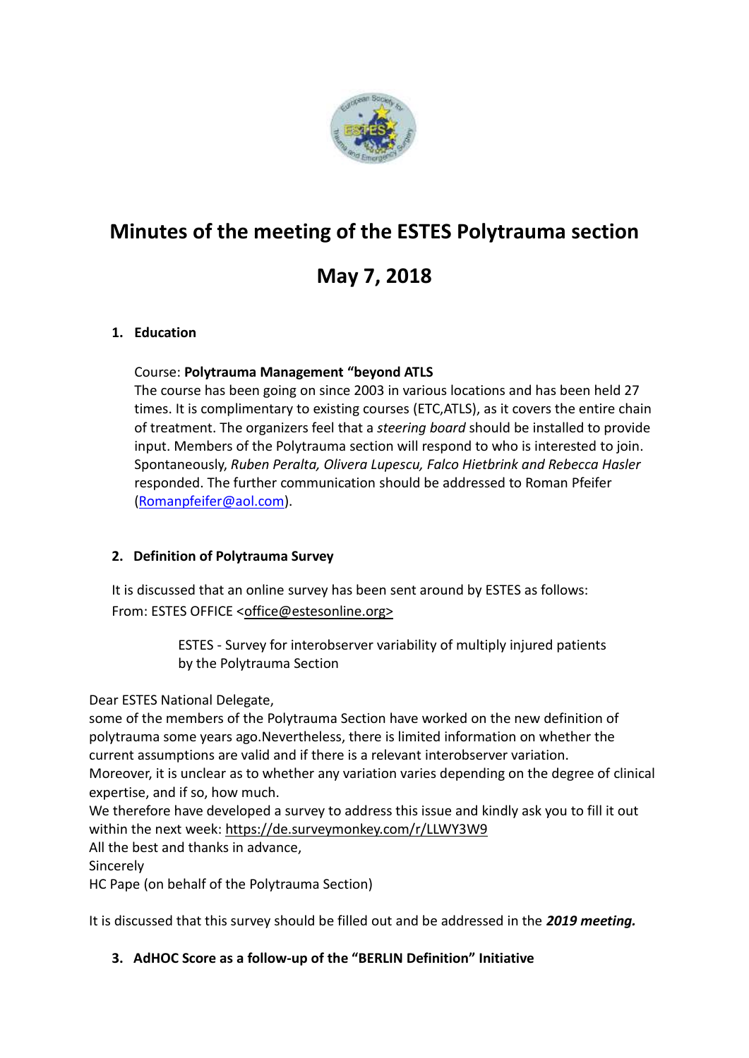# Minutes of the meeting of the ESTES Polytrauma section

# May 7, 2018

1. **Education**

   Course: **Polytrauma Management "beyond ATLS**
   The course has been going on since 2003 in various locations and has been held 27 times. It is complimentary to existing courses (ETC,ATLS), as it covers the entire chain of treatment. The organizers feel that a *steering board* should be installed to provide input. Members of the Polytrauma section will respond to who is interested to join. Spontaneously, *Ruben Peralta, Olivera Lupescu, Falco Hietbrink and Rebecca Hasler* responded. The further communication should be addressed to Roman Pfeifer (Romanpfeifer@aol.com).

2. **Definition of Polytrauma Survey**

It is discussed that an online survey has been sent around by ESTES as follows:
From: ESTES OFFICE <office@estesonline.org>

> ESTES - Survey for interobserver variability of multiply injured patients by the Polytrauma Section

Dear ESTES National Delegate,
some of the members of the Polytrauma Section have worked on the new definition of polytrauma some years ago.Nevertheless, there is limited information on whether the current assumptions are valid and if there is a relevant interobserver variation.
Moreover, it is unclear as to whether any variation varies depending on the degree of clinical expertise, and if so, how much.
We therefore have developed a survey to address this issue and kindly ask you to fill it out within the next week: https://de.surveymonkey.com/r/LLWY3W9
All the best and thanks in advance,
Sincerely
HC Pape (on behalf of the Polytrauma Section)

It is discussed that this survey should be filled out and be addressed in the ***2019 meeting.***

3. **AdHOC Score as a follow-up of the "BERLIN Definition" Initiative**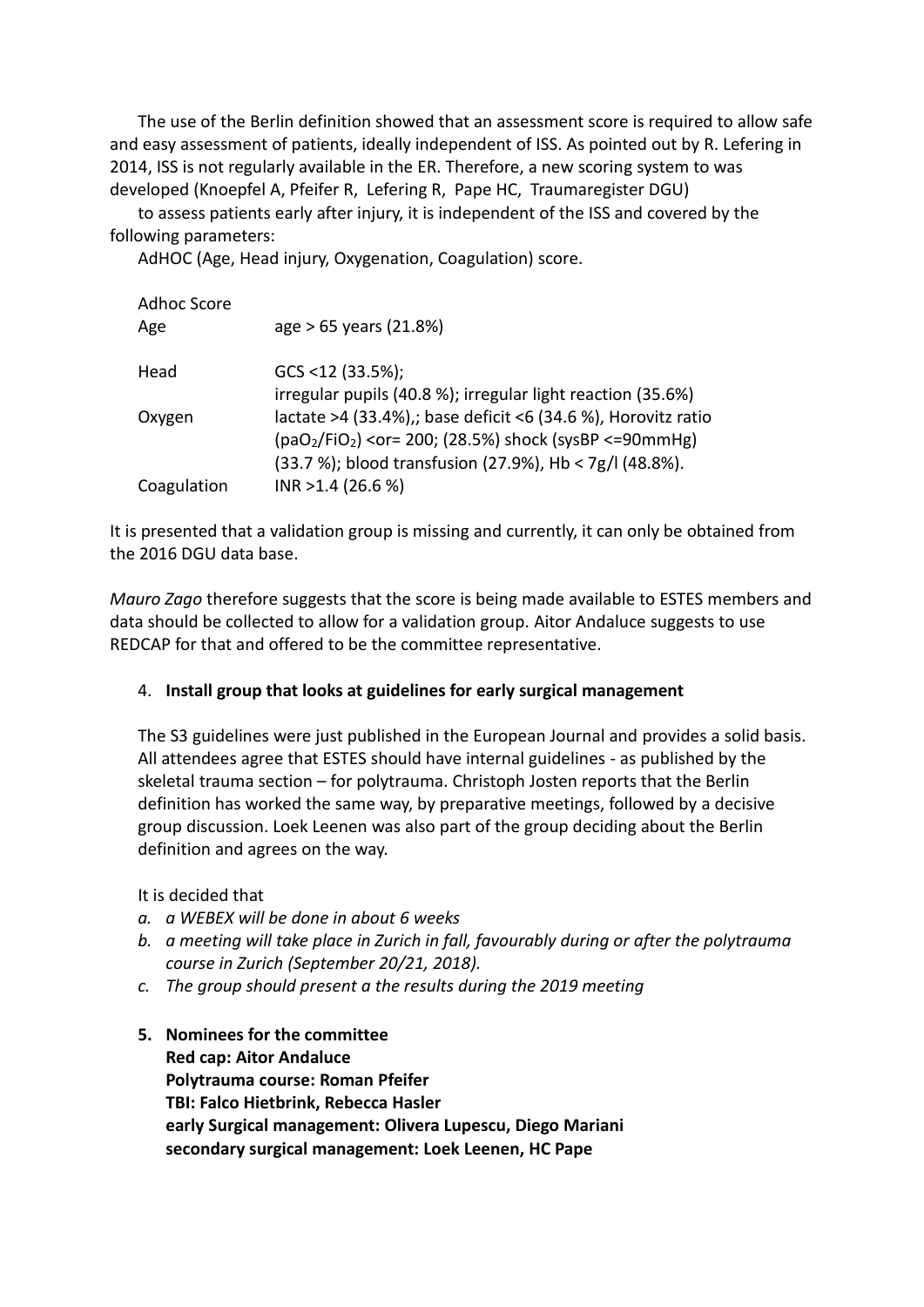The use of the Berlin definition showed that an assessment score is required to allow safe and easy assessment of patients, ideally independent of ISS. As pointed out by R. Lefering in 2014, ISS is not regularly available in the ER. Therefore, a new scoring system to was developed (Knoepfel A, Pfeifer R, Lefering R, Pape HC, Traumaregister DGU)

to assess patients early after injury, it is independent of the ISS and covered by the following parameters:

AdHOC (Age, Head injury, Oxygenation, Coagulation) score.

| Adhoc Score | |
|---|---|
| Age | age > 65 years (21.8%) |
| Head | GCS <12 (33.5%); irregular pupils (40.8 %); irregular light reaction (35.6%) |
| Oxygen | lactate >4 (33.4%),; base deficit <6 (34.6 %), Horovitz ratio ($paO_2/FiO_2$) <or= 200; (28.5%) shock (sysBP <=90mmHg) (33.7 %); blood transfusion (27.9%), Hb < 7g/l (48.8%). |
| Coagulation | INR >1.4 (26.6 %) |

It is presented that a validation group is missing and currently, it can only be obtained from the 2016 DGU data base.

*Mauro Zago* therefore suggests that the score is being made available to ESTES members and data should be collected to allow for a validation group. Aitor Andaluce suggests to use REDCAP for that and offered to be the committee representative.

4. **Install group that looks at guidelines for early surgical management**

The S3 guidelines were just published in the European Journal and provides a solid basis. All attendees agree that ESTES should have internal guidelines - as published by the skeletal trauma section – for polytrauma. Christoph Josten reports that the Berlin definition has worked the same way, by preparative meetings, followed by a decisive group discussion. Loek Leenen was also part of the group deciding about the Berlin definition and agrees on the way.

It is decided that

*a. a WEBEX will be done in about 6 weeks*
*b. a meeting will take place in Zurich in fall, favourably during or after the polytrauma course in Zurich (September 20/21, 2018).*
*c. The group should present a the results during the 2019 meeting*

5. **Nominees for the committee**
**Red cap: Aitor Andaluce**
**Polytrauma course: Roman Pfeifer**
**TBI: Falco Hietbrink, Rebecca Hasler**
**early Surgical management: Olivera Lupescu, Diego Mariani**
**secondary surgical management: Loek Leenen, HC Pape**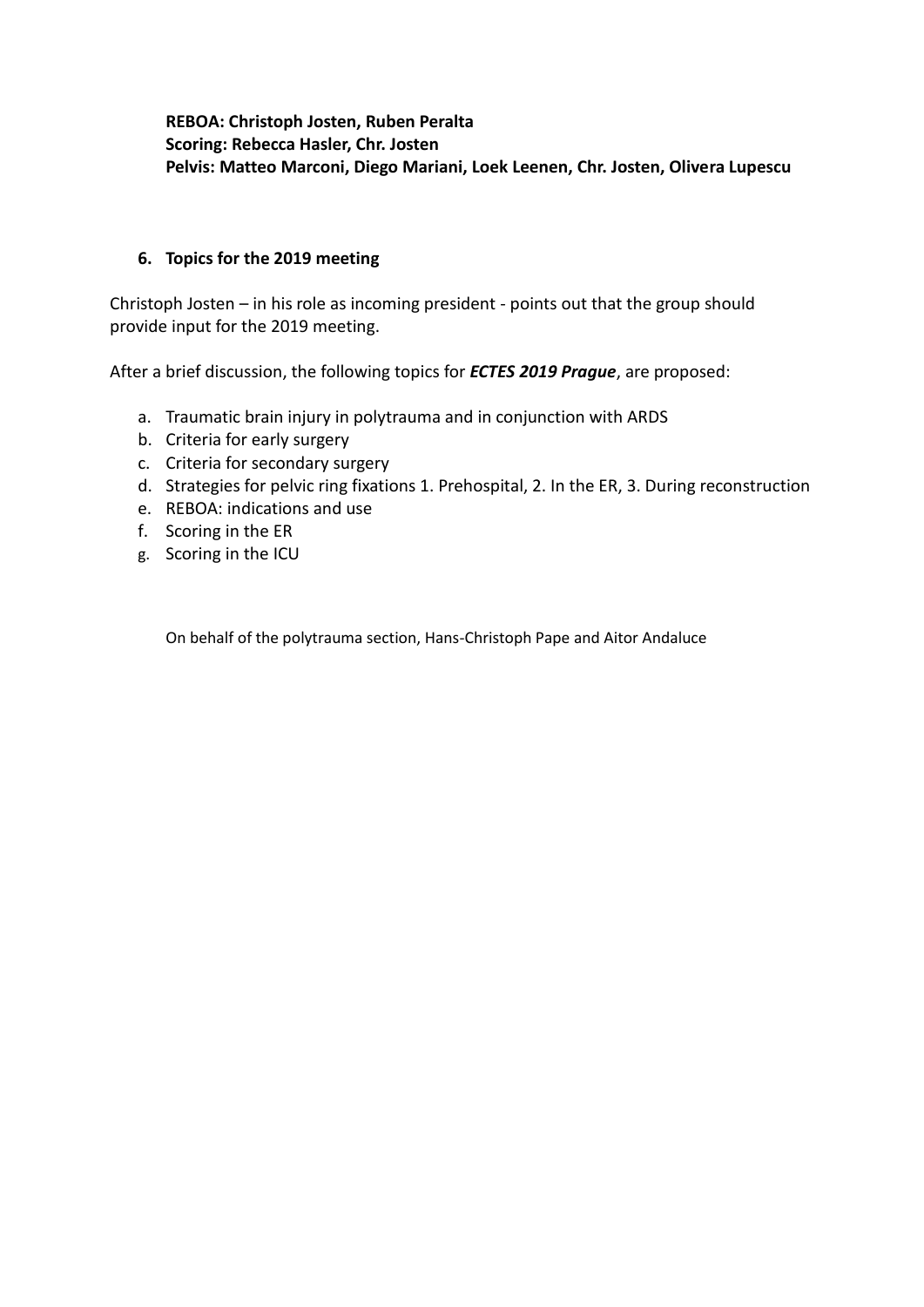**REBOA: Christoph Josten, Ruben Peralta**
**Scoring: Rebecca Hasler, Chr. Josten**
**Pelvis: Matteo Marconi, Diego Mariani, Loek Leenen, Chr. Josten, Olivera Lupescu**

6. **Topics for the 2019 meeting**

Christoph Josten – in his role as incoming president - points out that the group should provide input for the 2019 meeting.

After a brief discussion, the following topics for ***ECTES 2019 Prague***, are proposed:

a. Traumatic brain injury in polytrauma and in conjunction with ARDS
b. Criteria for early surgery
c. Criteria for secondary surgery
d. Strategies for pelvic ring fixations 1. Prehospital, 2. In the ER, 3. During reconstruction
e. REBOA: indications and use
f. Scoring in the ER
g. Scoring in the ICU

On behalf of the polytrauma section, Hans-Christoph Pape and Aitor Andaluce